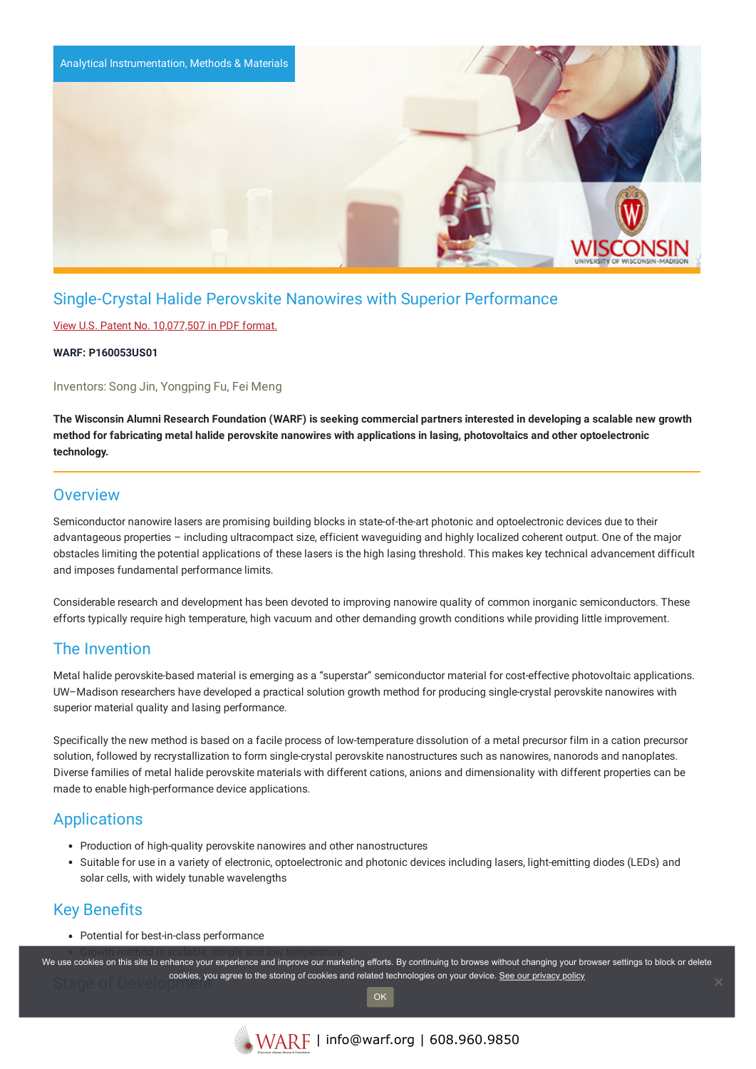Analytical Instrumentation, Methods & Materials

# Single-Crystal Halide Perovskite Nanowires with Superior Performance

View U.S. Patent No. 10,077,507 in PDF format.

**WARF: P160053US01**

Inventors: Song Jin, Yongping Fu, Fei Meng

**The Wisconsin Alumni Research Foundation (WARF) is seeking commercial partners interested in developing a scalable new growth method for fabricating metal halide perovskite nanowires with applications in lasing, photovoltaics and other optoelectronic technology.**

## Overview

Semiconductor nanowire lasers are promising building blocks in state-of-the-art photonic and optoelectronic devices due to their advantageous properties – including ultracompact size, efficient waveguiding and highly localized coherent output. One of the major obstacles limiting the potential applications of these lasers is the high lasing threshold. This makes key technical advancement difficult and imposes fundamental performance limits.

Considerable research and development has been devoted to improving nanowire quality of common inorganic semiconductors. These efforts typically require high temperature, high vacuum and other demanding growth conditions while providing little improvement.

## The Invention

Metal halide perovskite-based material is emerging as a "superstar" semiconductor material for cost-effective photovoltaic applications. UW–Madison researchers have developed a practical solution growth method for producing single-crystal perovskite nanowires with superior material quality and lasing performance.

Specifically the new method is based on a facile process of low-temperature dissolution of a metal precursor film in a cation precursor solution, followed by recrystallization to form single-crystal perovskite nanostructures such as nanowires, nanorods and nanoplates. Diverse families of metal halide perovskite materials with different cations, anions and dimensionality with different properties can be made to enable high-performance device applications.

## Applications

- Production of high-quality perovskite nanowires and other nanostructures
- Suitable for use in a variety of electronic, optoelectronic and photonic devices including lasers, light-emitting diodes (LEDs) and solar cells, with widely tunable wavelengths

## Key Benefits

- Potential for best-in-class performance
- Growth method is scalable, simple and low temperature.

## Stage of Development

We use cookies on this site to enhance your experience and improve our marketing efforts. By continuing to browse without changing your browser settings to block or delete cookies, you agree to the storing of cookies and related technologies on your device. See our privacy policy

OK

WARF | info@warf.org | 608.960.9850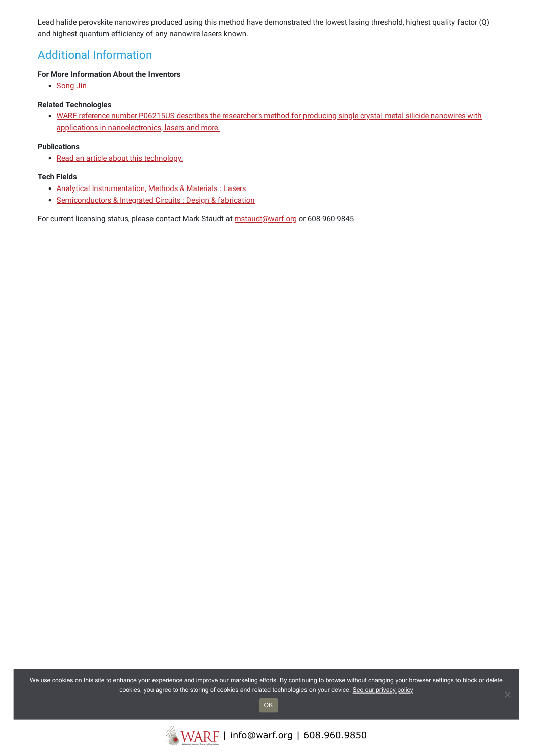Lead halide perovskite nanowires produced using this method have demonstrated the lowest lasing threshold, highest quality factor (Q) and highest quantum efficiency of any nanowire lasers known.

## Additional Information

**For More Information About the Inventors**

- Song Jin

**Related Technologies**

- WARF reference number P06215US describes the researcher's method for producing single crystal metal silicide nanowires with applications in nanoelectronics, lasers and more.

**Publications**

- Read an article about this technology.

**Tech Fields**

- Analytical Instrumentation, Methods & Materials : Lasers
- Semiconductors & Integrated Circuits : Design & fabrication

For current licensing status, please contact Mark Staudt at mstaudt@warf.org or 608-960-9845

We use cookies on this site to enhance your experience and improve our marketing efforts. By continuing to browse without changing your browser settings to block or delete cookies, you agree to the storing of cookies and related technologies on your device. See our privacy policy

OK